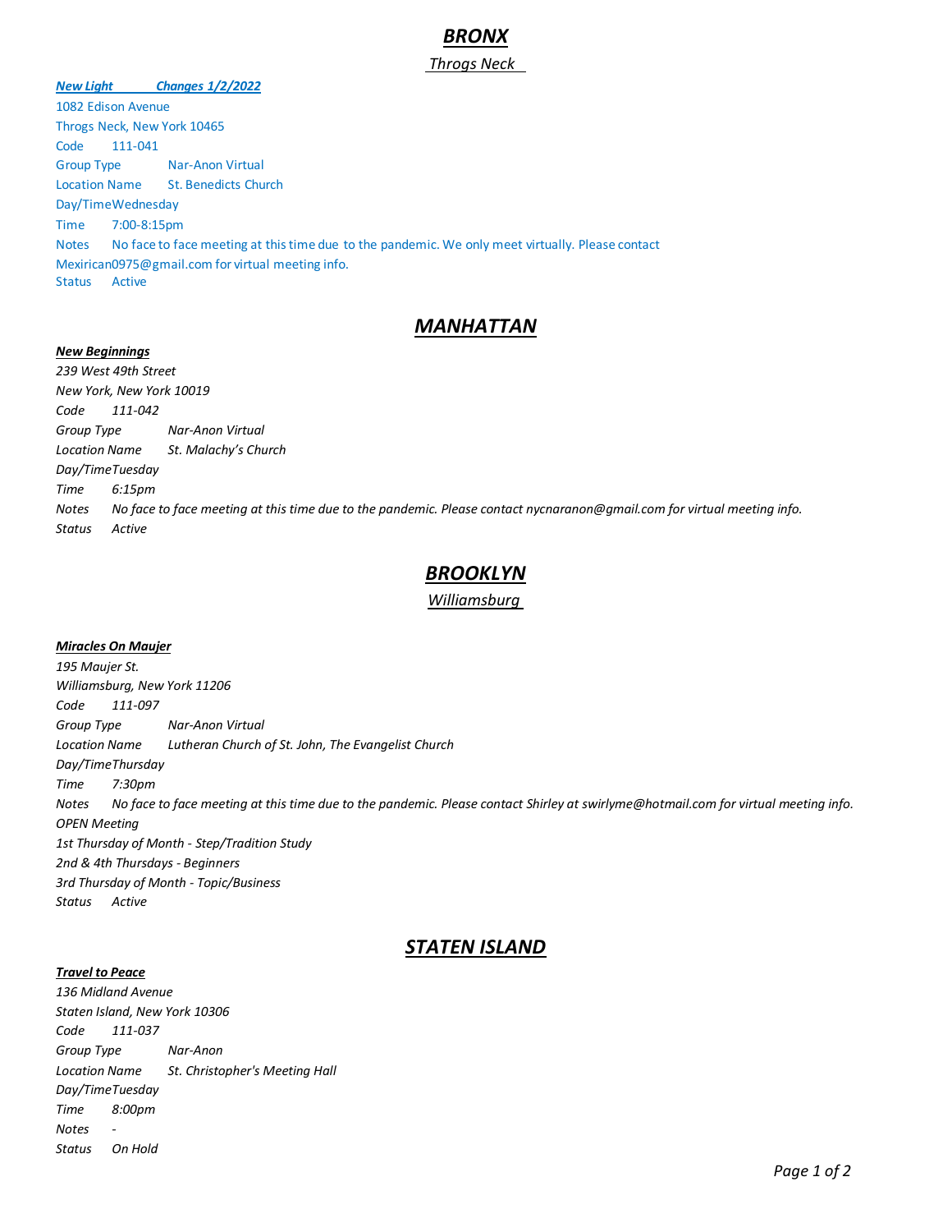# *BRONX*

## *Throgs Neck*

***New Light Changes 1/2/2022***

1082 Edison Avenue
Throgs Neck, New York 10465
Code 111-041
Group Type Nar-Anon Virtual
Location Name St. Benedicts Church
Day/Time Wednesday
Time 7:00-8:15pm
Notes No face to face meeting at this time due to the pandemic. We only meet virtually. Please contact Mexirican0975@gmail.com for virtual meeting info.
Status Active

# *MANHATTAN*

***New Beginnings***

*239 West 49th Street*
*New York, New York 10019*
*Code 111-042*
*Group Type Nar-Anon Virtual*
*Location Name St. Malachy's Church*
*Day/Time Tuesday*
*Time 6:15pm*
*Notes No face to face meeting at this time due to the pandemic. Please contact nycnaranon@gmail.com for virtual meeting info.*
*Status Active*

# *BROOKLYN*

## *Williamsburg*

***Miracles On Maujer***

*195 Maujer St.*
*Williamsburg, New York 11206*
*Code 111-097*
*Group Type Nar-Anon Virtual*
*Location Name Lutheran Church of St. John, The Evangelist Church*
*Day/Time Thursday*
*Time 7:30pm*
*Notes No face to face meeting at this time due to the pandemic. Please contact Shirley at swirlyme@hotmail.com for virtual meeting info.*
*OPEN Meeting*
*1st Thursday of Month - Step/Tradition Study*
*2nd & 4th Thursdays - Beginners*
*3rd Thursday of Month - Topic/Business*
*Status Active*

# *STATEN ISLAND*

***Travel to Peace***

*136 Midland Avenue*
*Staten Island, New York 10306*
*Code 111-037*
*Group Type Nar-Anon*
*Location Name St. Christopher's Meeting Hall*
*Day/Time Tuesday*
*Time 8:00pm*
*Notes -*
*Status On Hold*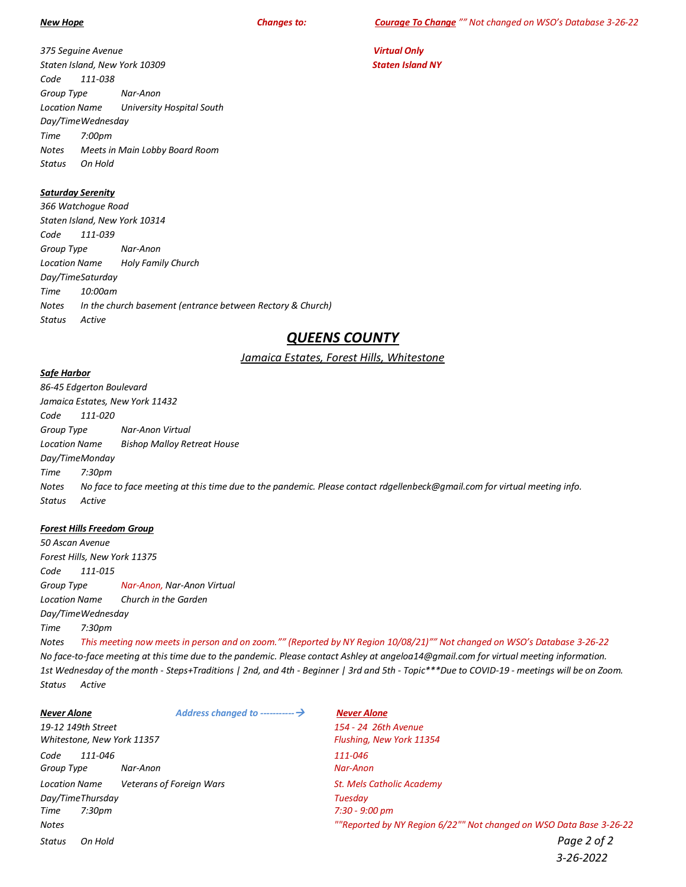***New Hope*** *Changes to:* ***Courage To Change*** *"" Not changed on WSO's Database 3-26-22*

*375 Seguine Avenue* *Virtual Only*
*Staten Island, New York 10309* *Staten Island NY*
*Code 111-038*
*Group Type Nar-Anon*
*Location Name University Hospital South*
*Day/Time Wednesday*
*Time 7:00pm*
*Notes Meets in Main Lobby Board Room*
*Status On Hold*

***Saturday Serenity***
*366 Watchogue Road*
*Staten Island, New York 10314*
*Code 111-039*
*Group Type Nar-Anon*
*Location Name Holy Family Church*
*Day/Time Saturday*
*Time 10:00am*
*Notes In the church basement (entrance between Rectory & Church)*
*Status Active*

## ***QUEENS COUNTY***

### *Jamaica Estates, Forest Hills, Whitestone*

***Safe Harbor***
*86-45 Edgerton Boulevard*
*Jamaica Estates, New York 11432*
*Code 111-020*
*Group Type Nar-Anon Virtual*
*Location Name Bishop Malloy Retreat House*
*Day/Time Monday*
*Time 7:30pm*
*Notes No face to face meeting at this time due to the pandemic. Please contact rdgellenbeck@gmail.com for virtual meeting info.*
*Status Active*

***Forest Hills Freedom Group***
*50 Ascan Avenue*
*Forest Hills, New York 11375*
*Code 111-015*
*Group Type Nar-Anon, Nar-Anon Virtual*
*Location Name Church in the Garden*
*Day/Time Wednesday*
*Time 7:30pm*
*Notes This meeting now meets in person and on zoom."" (Reported by NY Region 10/08/21)"" Not changed on WSO's Database 3-26-22*
*No face-to-face meeting at this time due to the pandemic. Please contact Ashley at angeloa14@gmail.com for virtual meeting information.*
*1st Wednesday of the month - Steps+Traditions | 2nd, and 4th - Beginner | 3rd and 5th - Topic***Due to COVID-19 - meetings will be on Zoom.*
*Status Active*

***Never Alone*** *Address changed to ----------→* ***Never Alone***

| | Current | Changed to |
|---|---|---|
| Address | *19-12 149th Street, Whitestone, New York 11357* | *154 - 24 26th Avenue, Flushing, New York 11354* |
| Code | *111-046* | *111-046* |
| Group Type | *Nar-Anon* | *Nar-Anon* |
| Location Name | *Veterans of Foreign Wars* | *St. Mels Catholic Academy* |
| Day/Time | *Thursday* | *Tuesday* |
| Time | *7:30pm* | *7:30 - 9:00 pm* |
| Notes | | *""Reported by NY Region 6/22"" Not changed on WSO Data Base 3-26-22* |
| Status | *On Hold* | |